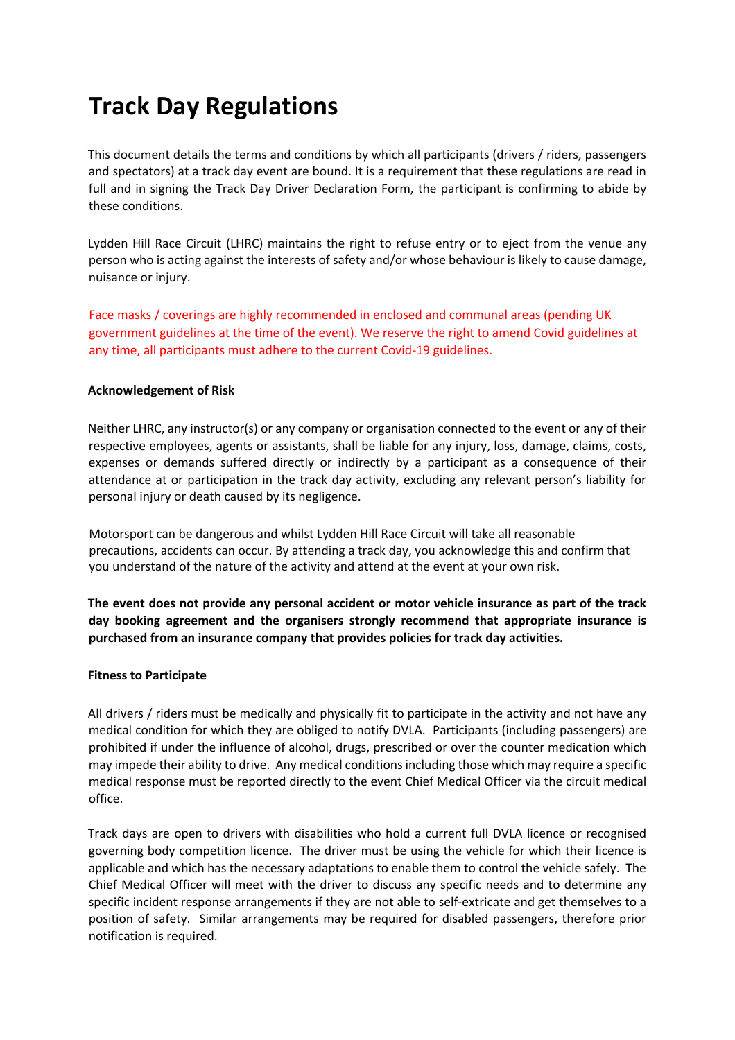# Track Day Regulations

This document details the terms and conditions by which all participants (drivers / riders, passengers and spectators) at a track day event are bound. It is a requirement that these regulations are read in full and in signing the Track Day Driver Declaration Form, the participant is confirming to abide by these conditions.

Lydden Hill Race Circuit (LHRC) maintains the right to refuse entry or to eject from the venue any person who is acting against the interests of safety and/or whose behaviour is likely to cause damage, nuisance or injury.

Face masks / coverings are highly recommended in enclosed and communal areas (pending UK government guidelines at the time of the event). We reserve the right to amend Covid guidelines at any time, all participants must adhere to the current Covid-19 guidelines.

**Acknowledgement of Risk**

Neither LHRC, any instructor(s) or any company or organisation connected to the event or any of their respective employees, agents or assistants, shall be liable for any injury, loss, damage, claims, costs, expenses or demands suffered directly or indirectly by a participant as a consequence of their attendance at or participation in the track day activity, excluding any relevant person's liability for personal injury or death caused by its negligence.

Motorsport can be dangerous and whilst Lydden Hill Race Circuit will take all reasonable precautions, accidents can occur. By attending a track day, you acknowledge this and confirm that you understand of the nature of the activity and attend at the event at your own risk.

**The event does not provide any personal accident or motor vehicle insurance as part of the track day booking agreement and the organisers strongly recommend that appropriate insurance is purchased from an insurance company that provides policies for track day activities.**

**Fitness to Participate**

All drivers / riders must be medically and physically fit to participate in the activity and not have any medical condition for which they are obliged to notify DVLA. Participants (including passengers) are prohibited if under the influence of alcohol, drugs, prescribed or over the counter medication which may impede their ability to drive. Any medical conditions including those which may require a specific medical response must be reported directly to the event Chief Medical Officer via the circuit medical office.

Track days are open to drivers with disabilities who hold a current full DVLA licence or recognised governing body competition licence. The driver must be using the vehicle for which their licence is applicable and which has the necessary adaptations to enable them to control the vehicle safely. The Chief Medical Officer will meet with the driver to discuss any specific needs and to determine any specific incident response arrangements if they are not able to self-extricate and get themselves to a position of safety. Similar arrangements may be required for disabled passengers, therefore prior notification is required.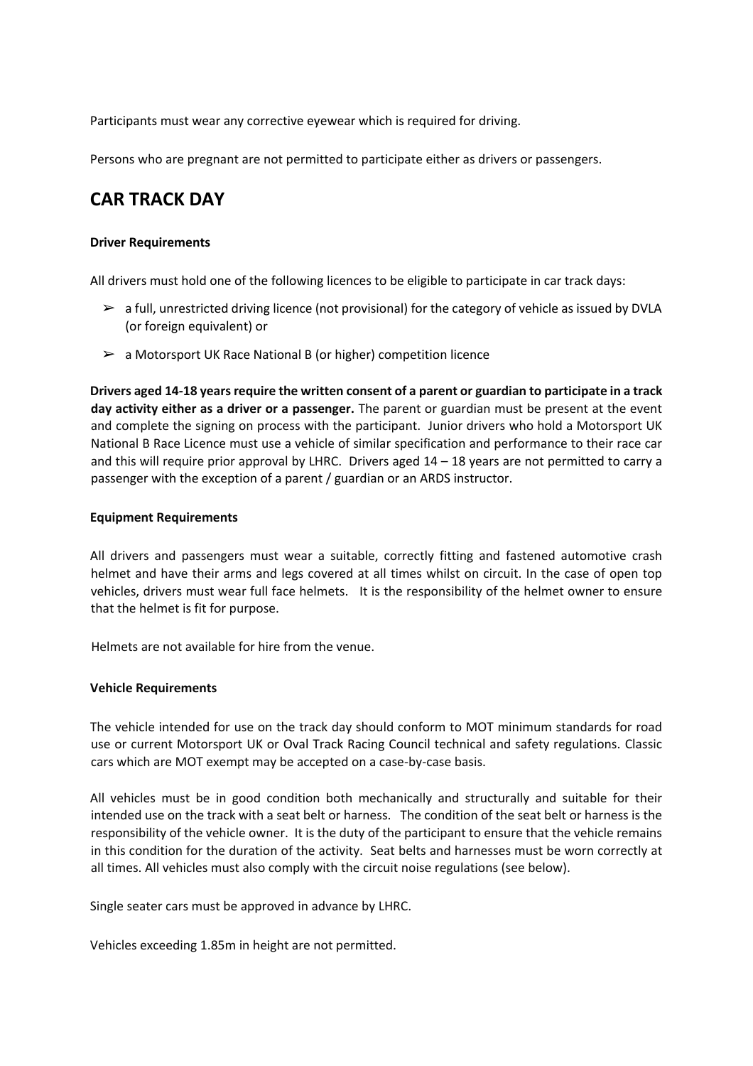Participants must wear any corrective eyewear which is required for driving.

Persons who are pregnant are not permitted to participate either as drivers or passengers.

## CAR TRACK DAY

**Driver Requirements**

All drivers must hold one of the following licences to be eligible to participate in car track days:

- a full, unrestricted driving licence (not provisional) for the category of vehicle as issued by DVLA (or foreign equivalent) or
- a Motorsport UK Race National B (or higher) competition licence

**Drivers aged 14-18 years require the written consent of a parent or guardian to participate in a track day activity either as a driver or a passenger.** The parent or guardian must be present at the event and complete the signing on process with the participant. Junior drivers who hold a Motorsport UK National B Race Licence must use a vehicle of similar specification and performance to their race car and this will require prior approval by LHRC. Drivers aged 14 – 18 years are not permitted to carry a passenger with the exception of a parent / guardian or an ARDS instructor.

**Equipment Requirements**

All drivers and passengers must wear a suitable, correctly fitting and fastened automotive crash helmet and have their arms and legs covered at all times whilst on circuit. In the case of open top vehicles, drivers must wear full face helmets. It is the responsibility of the helmet owner to ensure that the helmet is fit for purpose.

Helmets are not available for hire from the venue.

**Vehicle Requirements**

The vehicle intended for use on the track day should conform to MOT minimum standards for road use or current Motorsport UK or Oval Track Racing Council technical and safety regulations. Classic cars which are MOT exempt may be accepted on a case-by-case basis.

All vehicles must be in good condition both mechanically and structurally and suitable for their intended use on the track with a seat belt or harness. The condition of the seat belt or harness is the responsibility of the vehicle owner. It is the duty of the participant to ensure that the vehicle remains in this condition for the duration of the activity. Seat belts and harnesses must be worn correctly at all times. All vehicles must also comply with the circuit noise regulations (see below).

Single seater cars must be approved in advance by LHRC.

Vehicles exceeding 1.85m in height are not permitted.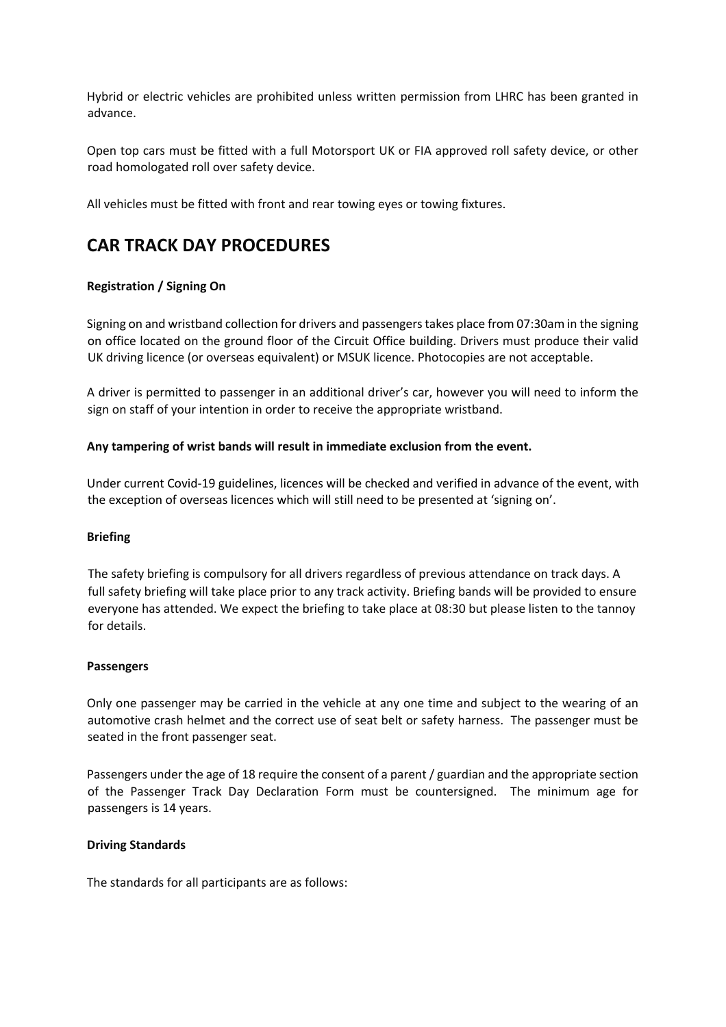Hybrid or electric vehicles are prohibited unless written permission from LHRC has been granted in advance.

Open top cars must be fitted with a full Motorsport UK or FIA approved roll safety device, or other road homologated roll over safety device.

All vehicles must be fitted with front and rear towing eyes or towing fixtures.

## CAR TRACK DAY PROCEDURES

**Registration / Signing On**

Signing on and wristband collection for drivers and passengers takes place from 07:30am in the signing on office located on the ground floor of the Circuit Office building. Drivers must produce their valid UK driving licence (or overseas equivalent) or MSUK licence. Photocopies are not acceptable.

A driver is permitted to passenger in an additional driver's car, however you will need to inform the sign on staff of your intention in order to receive the appropriate wristband.

**Any tampering of wrist bands will result in immediate exclusion from the event.**

Under current Covid-19 guidelines, licences will be checked and verified in advance of the event, with the exception of overseas licences which will still need to be presented at 'signing on'.

**Briefing**

The safety briefing is compulsory for all drivers regardless of previous attendance on track days. A full safety briefing will take place prior to any track activity. Briefing bands will be provided to ensure everyone has attended. We expect the briefing to take place at 08:30 but please listen to the tannoy for details.

**Passengers**

Only one passenger may be carried in the vehicle at any one time and subject to the wearing of an automotive crash helmet and the correct use of seat belt or safety harness. The passenger must be seated in the front passenger seat.

Passengers under the age of 18 require the consent of a parent / guardian and the appropriate section of the Passenger Track Day Declaration Form must be countersigned. The minimum age for passengers is 14 years.

**Driving Standards**

The standards for all participants are as follows: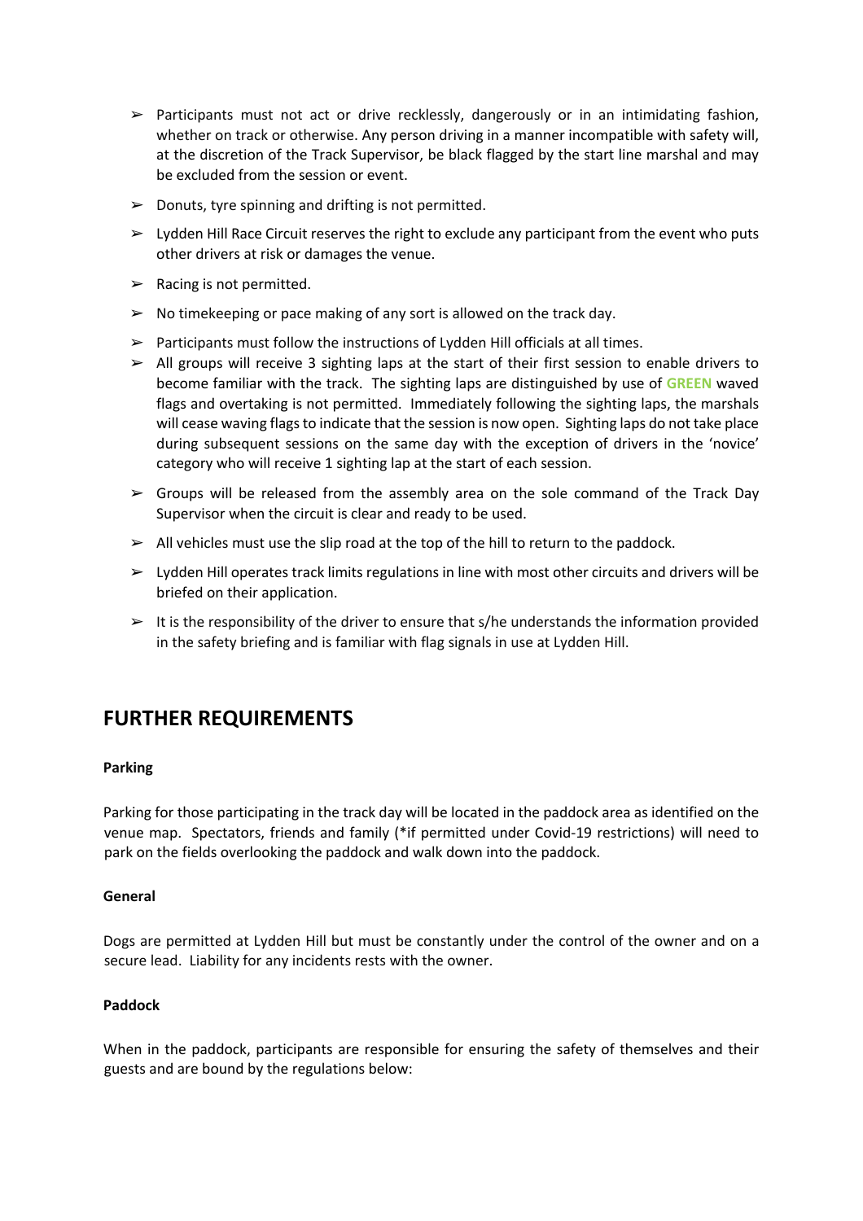- Participants must not act or drive recklessly, dangerously or in an intimidating fashion, whether on track or otherwise. Any person driving in a manner incompatible with safety will, at the discretion of the Track Supervisor, be black flagged by the start line marshal and may be excluded from the session or event.
- Donuts, tyre spinning and drifting is not permitted.
- Lydden Hill Race Circuit reserves the right to exclude any participant from the event who puts other drivers at risk or damages the venue.
- Racing is not permitted.
- No timekeeping or pace making of any sort is allowed on the track day.
- Participants must follow the instructions of Lydden Hill officials at all times.
- All groups will receive 3 sighting laps at the start of their first session to enable drivers to become familiar with the track. The sighting laps are distinguished by use of **GREEN** waved flags and overtaking is not permitted. Immediately following the sighting laps, the marshals will cease waving flags to indicate that the session is now open. Sighting laps do not take place during subsequent sessions on the same day with the exception of drivers in the 'novice' category who will receive 1 sighting lap at the start of each session.
- Groups will be released from the assembly area on the sole command of the Track Day Supervisor when the circuit is clear and ready to be used.
- All vehicles must use the slip road at the top of the hill to return to the paddock.
- Lydden Hill operates track limits regulations in line with most other circuits and drivers will be briefed on their application.
- It is the responsibility of the driver to ensure that s/he understands the information provided in the safety briefing and is familiar with flag signals in use at Lydden Hill.

## FURTHER REQUIREMENTS

**Parking**

Parking for those participating in the track day will be located in the paddock area as identified on the venue map. Spectators, friends and family (*if permitted under Covid-19 restrictions) will need to park on the fields overlooking the paddock and walk down into the paddock.

**General**

Dogs are permitted at Lydden Hill but must be constantly under the control of the owner and on a secure lead. Liability for any incidents rests with the owner.

**Paddock**

When in the paddock, participants are responsible for ensuring the safety of themselves and their guests and are bound by the regulations below: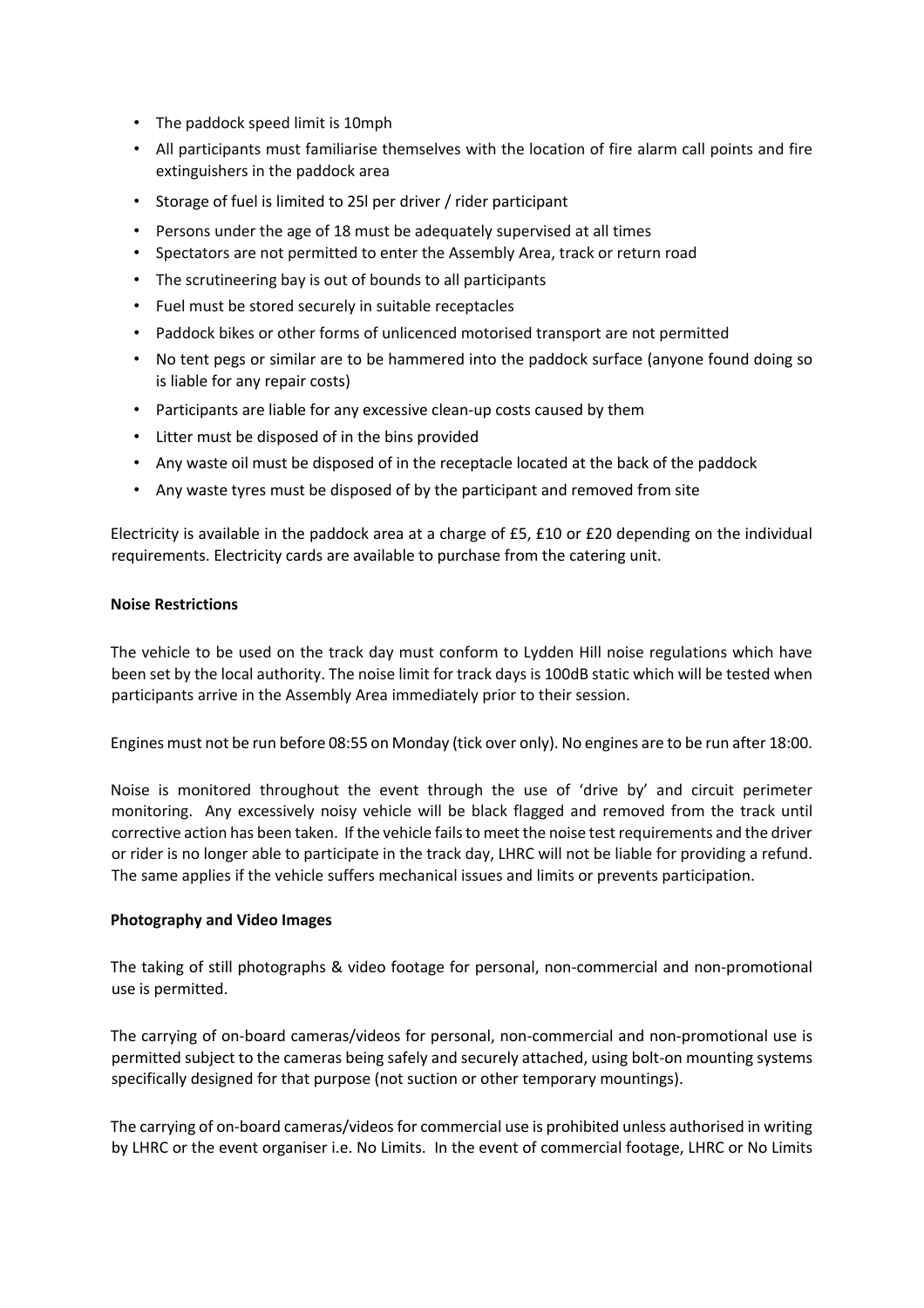- The paddock speed limit is 10mph
- All participants must familiarise themselves with the location of fire alarm call points and fire extinguishers in the paddock area
- Storage of fuel is limited to 25l per driver / rider participant
- Persons under the age of 18 must be adequately supervised at all times
- Spectators are not permitted to enter the Assembly Area, track or return road
- The scrutineering bay is out of bounds to all participants
- Fuel must be stored securely in suitable receptacles
- Paddock bikes or other forms of unlicenced motorised transport are not permitted
- No tent pegs or similar are to be hammered into the paddock surface (anyone found doing so is liable for any repair costs)
- Participants are liable for any excessive clean-up costs caused by them
- Litter must be disposed of in the bins provided
- Any waste oil must be disposed of in the receptacle located at the back of the paddock
- Any waste tyres must be disposed of by the participant and removed from site

Electricity is available in the paddock area at a charge of £5, £10 or £20 depending on the individual requirements. Electricity cards are available to purchase from the catering unit.

**Noise Restrictions**

The vehicle to be used on the track day must conform to Lydden Hill noise regulations which have been set by the local authority. The noise limit for track days is 100dB static which will be tested when participants arrive in the Assembly Area immediately prior to their session.

Engines must not be run before 08:55 on Monday (tick over only). No engines are to be run after 18:00.

Noise is monitored throughout the event through the use of 'drive by' and circuit perimeter monitoring. Any excessively noisy vehicle will be black flagged and removed from the track until corrective action has been taken. If the vehicle fails to meet the noise test requirements and the driver or rider is no longer able to participate in the track day, LHRC will not be liable for providing a refund. The same applies if the vehicle suffers mechanical issues and limits or prevents participation.

**Photography and Video Images**

The taking of still photographs & video footage for personal, non-commercial and non-promotional use is permitted.

The carrying of on-board cameras/videos for personal, non-commercial and non-promotional use is permitted subject to the cameras being safely and securely attached, using bolt-on mounting systems specifically designed for that purpose (not suction or other temporary mountings).

The carrying of on-board cameras/videos for commercial use is prohibited unless authorised in writing by LHRC or the event organiser i.e. No Limits. In the event of commercial footage, LHRC or No Limits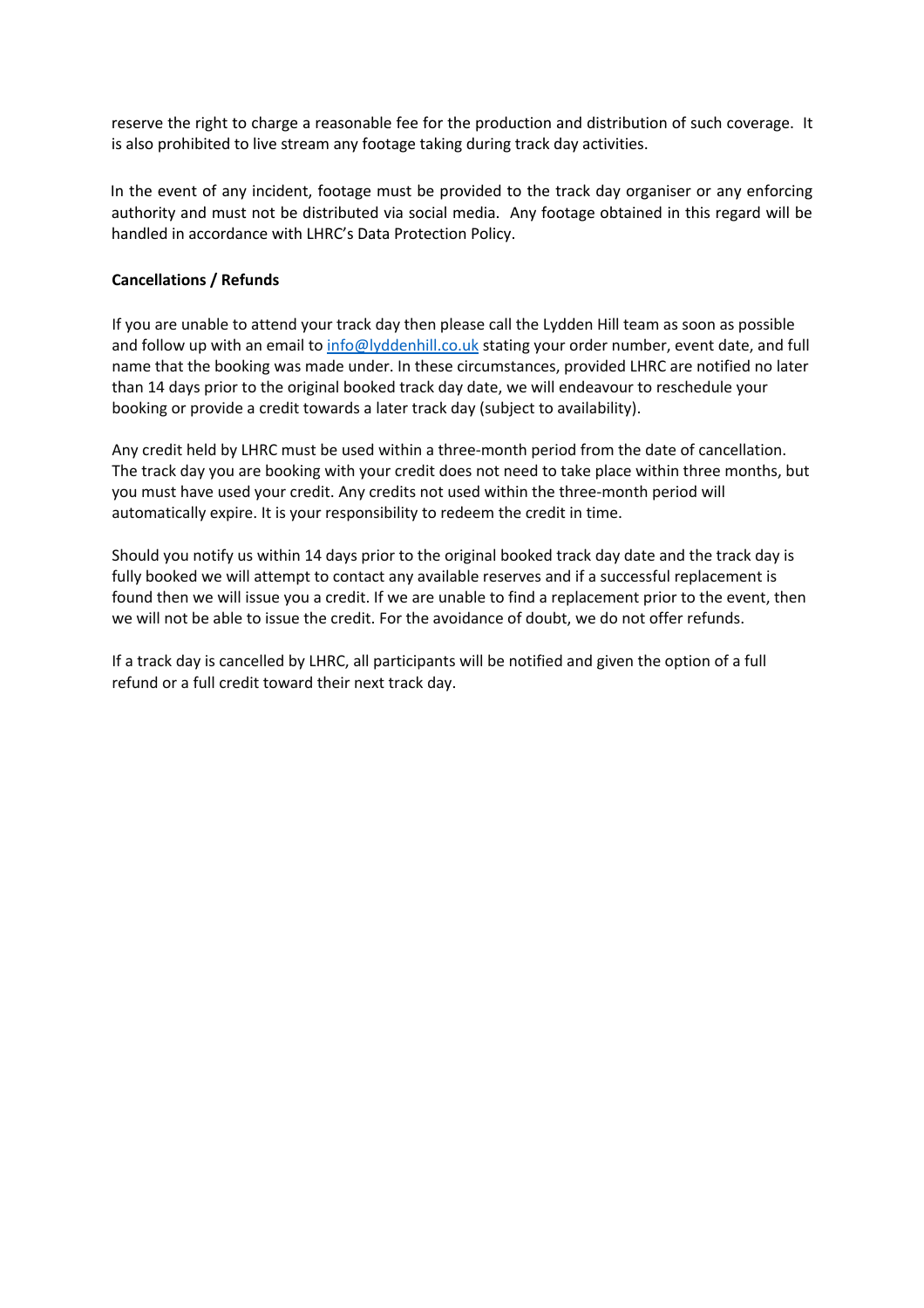reserve the right to charge a reasonable fee for the production and distribution of such coverage. It is also prohibited to live stream any footage taking during track day activities.

In the event of any incident, footage must be provided to the track day organiser or any enforcing authority and must not be distributed via social media. Any footage obtained in this regard will be handled in accordance with LHRC's Data Protection Policy.

**Cancellations / Refunds**

If you are unable to attend your track day then please call the Lydden Hill team as soon as possible and follow up with an email to info@lyddenhill.co.uk stating your order number, event date, and full name that the booking was made under. In these circumstances, provided LHRC are notified no later than 14 days prior to the original booked track day date, we will endeavour to reschedule your booking or provide a credit towards a later track day (subject to availability).

Any credit held by LHRC must be used within a three-month period from the date of cancellation. The track day you are booking with your credit does not need to take place within three months, but you must have used your credit. Any credits not used within the three-month period will automatically expire. It is your responsibility to redeem the credit in time.

Should you notify us within 14 days prior to the original booked track day date and the track day is fully booked we will attempt to contact any available reserves and if a successful replacement is found then we will issue you a credit. If we are unable to find a replacement prior to the event, then we will not be able to issue the credit. For the avoidance of doubt, we do not offer refunds.

If a track day is cancelled by LHRC, all participants will be notified and given the option of a full refund or a full credit toward their next track day.